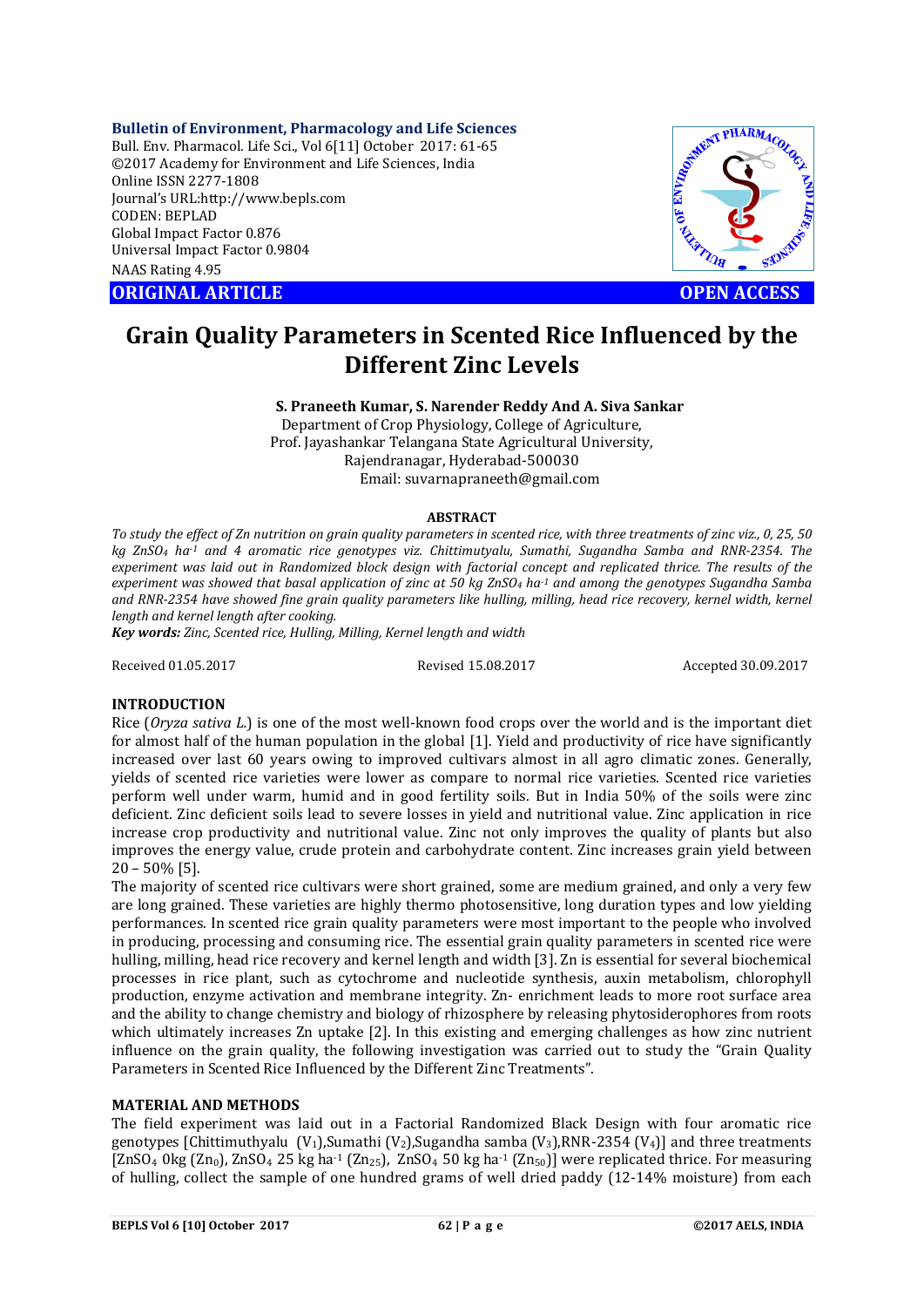**Bulletin of Environment, Pharmacology and Life Sciences**
Bull. Env. Pharmacol. Life Sci., Vol 6[11] October 2017: 61-65
©2017 Academy for Environment and Life Sciences, India
Online ISSN 2277-1808
Journal's URL:http://www.bepls.com
CODEN: BEPLAD
Global Impact Factor 0.876
Universal Impact Factor 0.9804
NAAS Rating 4.95

**ORIGINAL ARTICLE** **OPEN ACCESS**

# Grain Quality Parameters in Scented Rice Influenced by the Different Zinc Levels

**S. Praneeth Kumar, S. Narender Reddy And A. Siva Sankar**

Department of Crop Physiology, College of Agriculture,
Prof. Jayashankar Telangana State Agricultural University,
Rajendranagar, Hyderabad-500030
Email: suvarnapraneeth@gmail.com

## ABSTRACT

*To study the effect of Zn nutrition on grain quality parameters in scented rice, with three treatments of zinc viz., 0, 25, 50 kg $ZnSO_4$ $ha^{-1}$ and 4 aromatic rice genotypes viz. Chittimutyalu, Sumathi, Sugandha Samba and RNR-2354. The experiment was laid out in Randomized block design with factorial concept and replicated thrice. The results of the experiment was showed that basal application of zinc at 50 kg $ZnSO_4$ $ha^{-1}$ and among the genotypes Sugandha Samba and RNR-2354 have showed fine grain quality parameters like hulling, milling, head rice recovery, kernel width, kernel length and kernel length after cooking.*

***Key words:*** *Zinc, Scented rice, Hulling, Milling, Kernel length and width*

Received 01.05.2017 Revised 15.08.2017 Accepted 30.09.2017

## INTRODUCTION

Rice (*Oryza sativa L.*) is one of the most well-known food crops over the world and is the important diet for almost half of the human population in the global [1]. Yield and productivity of rice have significantly increased over last 60 years owing to improved cultivars almost in all agro climatic zones. Generally, yields of scented rice varieties were lower as compare to normal rice varieties. Scented rice varieties perform well under warm, humid and in good fertility soils. But in India 50% of the soils were zinc deficient. Zinc deficient soils lead to severe losses in yield and nutritional value. Zinc application in rice increase crop productivity and nutritional value. Zinc not only improves the quality of plants but also improves the energy value, crude protein and carbohydrate content. Zinc increases grain yield between 20 – 50% [5].

The majority of scented rice cultivars were short grained, some are medium grained, and only a very few are long grained. These varieties are highly thermo photosensitive, long duration types and low yielding performances. In scented rice grain quality parameters were most important to the people who involved in producing, processing and consuming rice. The essential grain quality parameters in scented rice were hulling, milling, head rice recovery and kernel length and width [3]. Zn is essential for several biochemical processes in rice plant, such as cytochrome and nucleotide synthesis, auxin metabolism, chlorophyll production, enzyme activation and membrane integrity. Zn- enrichment leads to more root surface area and the ability to change chemistry and biology of rhizosphere by releasing phytosiderophores from roots which ultimately increases Zn uptake [2]. In this existing and emerging challenges as how zinc nutrient influence on the grain quality, the following investigation was carried out to study the "Grain Quality Parameters in Scented Rice Influenced by the Different Zinc Treatments".

## MATERIAL AND METHODS

The field experiment was laid out in a Factorial Randomized Black Design with four aromatic rice genotypes [Chittimuthyalu ($V_1$),Sumathi ($V_2$),Sugandha samba ($V_3$),RNR-2354 ($V_4$)] and three treatments [$ZnSO_4$ 0kg ($Zn_0$), $ZnSO_4$ 25 kg $ha^{-1}$ ($Zn_{25}$), $ZnSO_4$ 50 kg $ha^{-1}$ ($Zn_{50}$)] were replicated thrice. For measuring of hulling, collect the sample of one hundred grams of well dried paddy (12-14% moisture) from each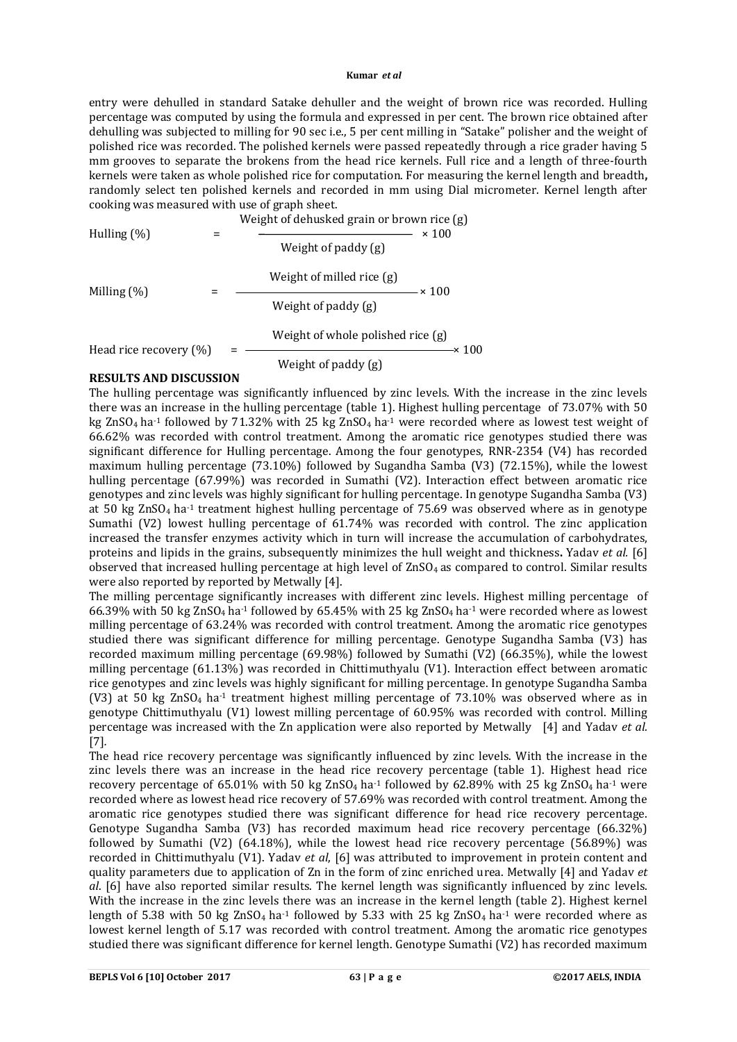entry were dehulled in standard Satake dehuller and the weight of brown rice was recorded. Hulling percentage was computed by using the formula and expressed in per cent. The brown rice obtained after dehulling was subjected to milling for 90 sec i.e., 5 per cent milling in "Satake" polisher and the weight of polished rice was recorded. The polished kernels were passed repeatedly through a rice grader having 5 mm grooves to separate the brokens from the head rice kernels. Full rice and a length of three-fourth kernels were taken as whole polished rice for computation. For measuring the kernel length and breadth**,** randomly select ten polished kernels and recorded in mm using Dial micrometer. Kernel length after cooking was measured with use of graph sheet.

$$\text{Hulling (\%)} = \frac{\text{Weight of dehusked grain or brown rice (g)}}{\text{Weight of paddy (g)}} \times 100$$

$$\text{Milling (\%)} = \frac{\text{Weight of milled rice (g)}}{\text{Weight of paddy (g)}} \times 100$$

$$\text{Head rice recovery (\%)} = \frac{\text{Weight of whole polished rice (g)}}{\text{Weight of paddy (g)}} \times 100$$

## RESULTS AND DISCUSSION

The hulling percentage was significantly influenced by zinc levels. With the increase in the zinc levels there was an increase in the hulling percentage (table 1). Highest hulling percentage of 73.07% with 50 kg $ZnSO_4$ $ha^{-1}$ followed by 71.32% with 25 kg $ZnSO_4$ $ha^{-1}$ were recorded where as lowest test weight of 66.62% was recorded with control treatment. Among the aromatic rice genotypes studied there was significant difference for Hulling percentage. Among the four genotypes, RNR-2354 (V4) has recorded maximum hulling percentage (73.10%) followed by Sugandha Samba (V3) (72.15%), while the lowest hulling percentage (67.99%) was recorded in Sumathi (V2). Interaction effect between aromatic rice genotypes and zinc levels was highly significant for hulling percentage. In genotype Sugandha Samba (V3) at 50 kg $ZnSO_4$ $ha^{-1}$ treatment highest hulling percentage of 75.69 was observed where as in genotype Sumathi (V2) lowest hulling percentage of 61.74% was recorded with control. The zinc application increased the transfer enzymes activity which in turn will increase the accumulation of carbohydrates, proteins and lipids in the grains, subsequently minimizes the hull weight and thickness**.** Yadav *et al.* [6] observed that increased hulling percentage at high level of $ZnSO_4$ as compared to control. Similar results were also reported by reported by Metwally [4].

The milling percentage significantly increases with different zinc levels. Highest milling percentage of 66.39% with 50 kg $ZnSO_4$ $ha^{-1}$ followed by 65.45% with 25 kg $ZnSO_4$ $ha^{-1}$ were recorded where as lowest milling percentage of 63.24% was recorded with control treatment. Among the aromatic rice genotypes studied there was significant difference for milling percentage. Genotype Sugandha Samba (V3) has recorded maximum milling percentage (69.98%) followed by Sumathi (V2) (66.35%), while the lowest milling percentage (61.13%) was recorded in Chittimuthyalu (V1). Interaction effect between aromatic rice genotypes and zinc levels was highly significant for milling percentage. In genotype Sugandha Samba (V3) at 50 kg $ZnSO_4$ $ha^{-1}$ treatment highest milling percentage of 73.10% was observed where as in genotype Chittimuthyalu (V1) lowest milling percentage of 60.95% was recorded with control. Milling percentage was increased with the Zn application were also reported by Metwally [4] and Yadav *et al.* [7].

The head rice recovery percentage was significantly influenced by zinc levels. With the increase in the zinc levels there was an increase in the head rice recovery percentage (table 1). Highest head rice recovery percentage of 65.01% with 50 kg $ZnSO_4$ $ha^{-1}$ followed by 62.89% with 25 kg $ZnSO_4$ $ha^{-1}$ were recorded where as lowest head rice recovery of 57.69% was recorded with control treatment. Among the aromatic rice genotypes studied there was significant difference for head rice recovery percentage. Genotype Sugandha Samba (V3) has recorded maximum head rice recovery percentage (66.32%) followed by Sumathi (V2) (64.18%), while the lowest head rice recovery percentage (56.89%) was recorded in Chittimuthyalu (V1). Yadav *et al*, [6] was attributed to improvement in protein content and quality parameters due to application of Zn in the form of zinc enriched urea. Metwally [4] and Yadav *et al*. [6] have also reported similar results. The kernel length was significantly influenced by zinc levels. With the increase in the zinc levels there was an increase in the kernel length (table 2). Highest kernel length of 5.38 with 50 kg $ZnSO_4$ $ha^{-1}$ followed by 5.33 with 25 kg $ZnSO_4$ $ha^{-1}$ were recorded where as lowest kernel length of 5.17 was recorded with control treatment. Among the aromatic rice genotypes studied there was significant difference for kernel length. Genotype Sumathi (V2) has recorded maximum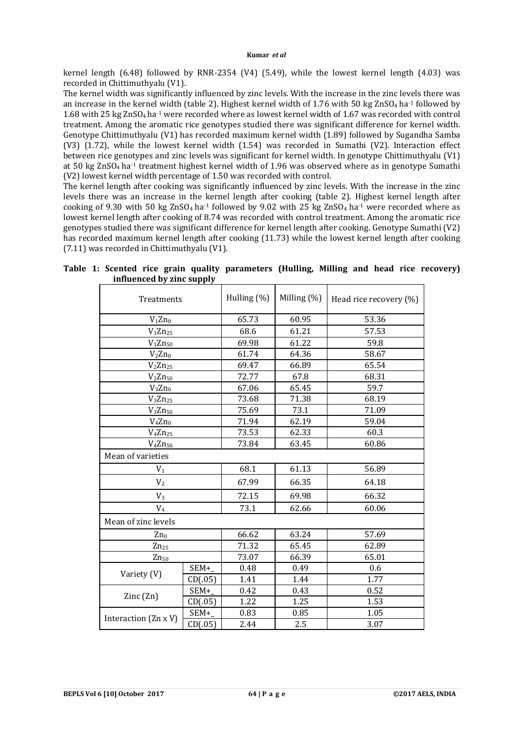kernel length (6.48) followed by RNR-2354 (V4) (5.49), while the lowest kernel length (4.03) was recorded in Chittimuthyalu (V1).

The kernel width was significantly influenced by zinc levels. With the increase in the zinc levels there was an increase in the kernel width (table 2). Highest kernel width of 1.76 with 50 kg $ZnSO_4$ $ha^{-1}$ followed by 1.68 with 25 kg $ZnSO_4$ $ha^{-1}$ were recorded where as lowest kernel width of 1.67 was recorded with control treatment. Among the aromatic rice genotypes studied there was significant difference for kernel width. Genotype Chittimuthyalu (V1) has recorded maximum kernel width (1.89) followed by Sugandha Samba (V3) (1.72), while the lowest kernel width (1.54) was recorded in Sumathi (V2). Interaction effect between rice genotypes and zinc levels was significant for kernel width. In genotype Chittimuthyalu (V1) at 50 kg $ZnSO_4$ $ha^{-1}$ treatment highest kernel width of 1.96 was observed where as in genotype Sumathi (V2) lowest kernel width percentage of 1.50 was recorded with control.

The kernel length after cooking was significantly influenced by zinc levels. With the increase in the zinc levels there was an increase in the kernel length after cooking (table 2). Highest kernel length after cooking of 9.30 with 50 kg $ZnSO_4$ $ha^{-1}$ followed by 9.02 with 25 kg $ZnSO_4$ $ha^{-1}$ were recorded where as lowest kernel length after cooking of 8.74 was recorded with control treatment. Among the aromatic rice genotypes studied there was significant difference for kernel length after cooking. Genotype Sumathi (V2) has recorded maximum kernel length after cooking (11.73) while the lowest kernel length after cooking (7.11) was recorded in Chittimuthyalu (V1).

**Table 1: Scented rice grain quality parameters (Hulling, Milling and head rice recovery) influenced by zinc supply**

| Treatments | | Hulling (%) | Milling (%) | Head rice recovery (%) |
|---|---|---|---|---|
| $V_1Zn_0$ | | 65.73 | 60.95 | 53.36 |
| $V_1Zn_{25}$ | | 68.6 | 61.21 | 57.53 |
| $V_1Zn_{50}$ | | 69.98 | 61.22 | 59.8 |
| $V_2Zn_0$ | | 61.74 | 64.36 | 58.67 |
| $V_2Zn_{25}$ | | 69.47 | 66.89 | 65.54 |
| $V_2Zn_{50}$ | | 72.77 | 67.8 | 68.31 |
| $V_3Zn_0$ | | 67.06 | 65.45 | 59.7 |
| $V_3Zn_{25}$ | | 73.68 | 71.38 | 68.19 |
| $V_3Zn_{50}$ | | 75.69 | 73.1 | 71.09 |
| $V_4Zn_0$ | | 71.94 | 62.19 | 59.04 |
| $V_4Zn_{25}$ | | 73.53 | 62.33 | 60.3 |
| $V_4Zn_{50}$ | | 73.84 | 63.45 | 60.86 |
| Mean of varieties | | | | |
| $V_1$ | | 68.1 | 61.13 | 56.89 |
| $V_2$ | | 67.99 | 66.35 | 64.18 |
| $V_3$ | | 72.15 | 69.98 | 66.32 |
| $V_4$ | | 73.1 | 62.66 | 60.06 |
| Mean of zinc levels | | | | |
| $Zn_0$ | | 66.62 | 63.24 | 57.69 |
| $Zn_{25}$ | | 71.32 | 65.45 | 62.89 |
| $Zn_{50}$ | | 73.07 | 66.39 | 65.01 |
| Variety (V) | SEM+_ | 0.48 | 0.49 | 0.6 |
| | CD(.05) | 1.41 | 1.44 | 1.77 |
| Zinc (Zn) | SEM+_ | 0.42 | 0.43 | 0.52 |
| | CD(.05) | 1.22 | 1.25 | 1.53 |
| Interaction (Zn x V) | SEM+_ | 0.83 | 0.85 | 1.05 |
| | CD(.05) | 2.44 | 2.5 | 3.07 |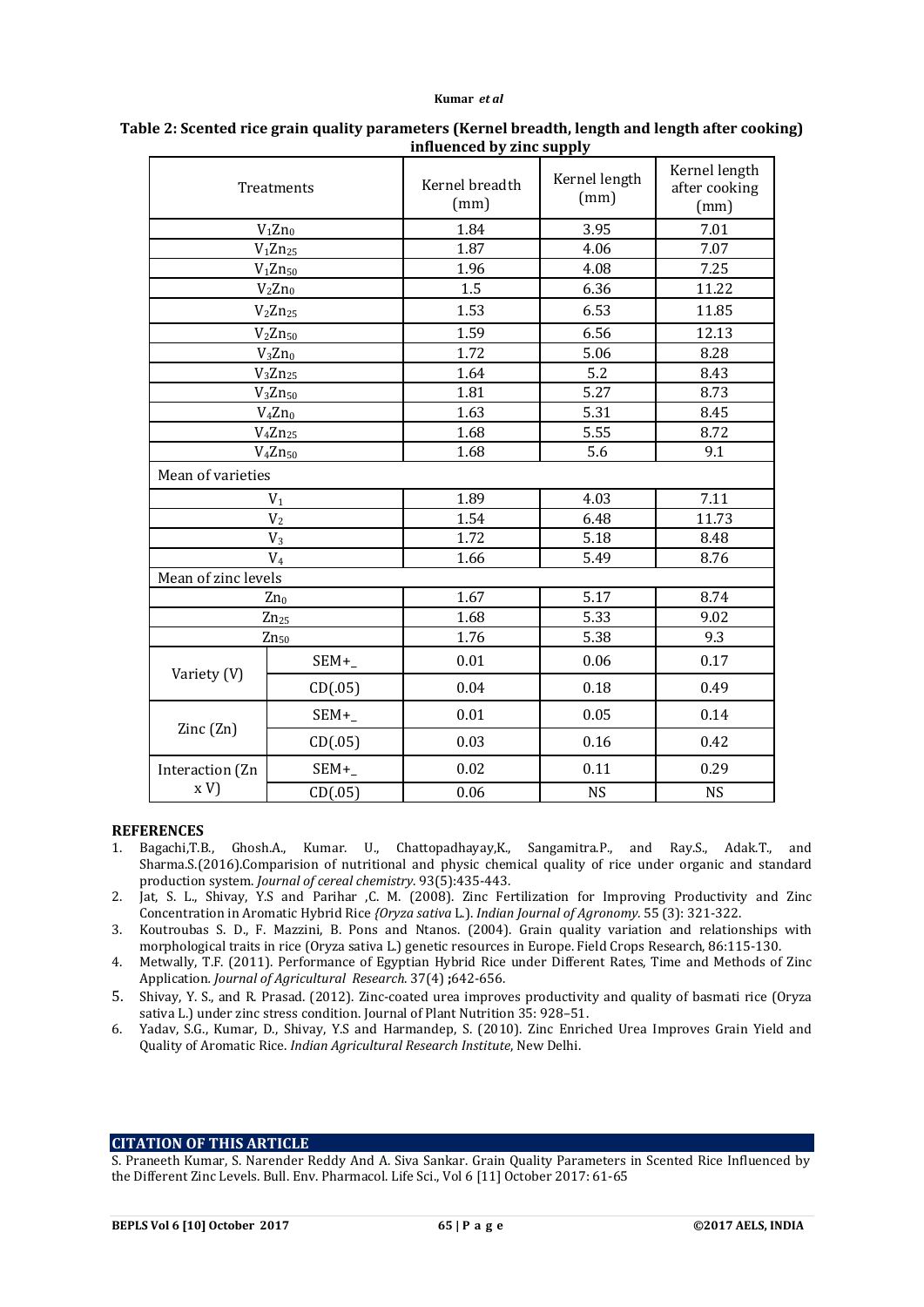**Table 2: Scented rice grain quality parameters (Kernel breadth, length and length after cooking) influenced by zinc supply**

| Treatments | | Kernel breadth (mm) | Kernel length (mm) | Kernel length after cooking (mm) |
|---|---|---|---|---|
| $V_1Zn_0$ | | 1.84 | 3.95 | 7.01 |
| $V_1Zn_{25}$ | | 1.87 | 4.06 | 7.07 |
| $V_1Zn_{50}$ | | 1.96 | 4.08 | 7.25 |
| $V_2Zn_0$ | | 1.5 | 6.36 | 11.22 |
| $V_2Zn_{25}$ | | 1.53 | 6.53 | 11.85 |
| $V_2Zn_{50}$ | | 1.59 | 6.56 | 12.13 |
| $V_3Zn_0$ | | 1.72 | 5.06 | 8.28 |
| $V_3Zn_{25}$ | | 1.64 | 5.2 | 8.43 |
| $V_3Zn_{50}$ | | 1.81 | 5.27 | 8.73 |
| $V_4Zn_0$ | | 1.63 | 5.31 | 8.45 |
| $V_4Zn_{25}$ | | 1.68 | 5.55 | 8.72 |
| $V_4Zn_{50}$ | | 1.68 | 5.6 | 9.1 |
| Mean of varieties | | | | |
| $V_1$ | | 1.89 | 4.03 | 7.11 |
| $V_2$ | | 1.54 | 6.48 | 11.73 |
| $V_3$ | | 1.72 | 5.18 | 8.48 |
| $V_4$ | | 1.66 | 5.49 | 8.76 |
| Mean of zinc levels | | | | |
| $Zn_0$ | | 1.67 | 5.17 | 8.74 |
| $Zn_{25}$ | | 1.68 | 5.33 | 9.02 |
| $Zn_{50}$ | | 1.76 | 5.38 | 9.3 |
| Variety (V) | SEM+_ | 0.01 | 0.06 | 0.17 |
| | CD(.05) | 0.04 | 0.18 | 0.49 |
| Zinc (Zn) | SEM+_ | 0.01 | 0.05 | 0.14 |
| | CD(.05) | 0.03 | 0.16 | 0.42 |
| Interaction (Zn x V) | SEM+_ | 0.02 | 0.11 | 0.29 |
| | CD(.05) | 0.06 | NS | NS |

## REFERENCES

1. Bagachi,T.B., Ghosh.A., Kumar. U., Chattopadhayay,K., Sangamitra.P., and Ray.S., Adak.T., and Sharma.S.(2016).Comparision of nutritional and physic chemical quality of rice under organic and standard production system. *Journal of cereal chemistry*. 93(5):435-443.
2. Jat, S. L., Shivay, Y.S and Parihar ,C. M. (2008). Zinc Fertilization for Improving Productivity and Zinc Concentration in Aromatic Hybrid Rice *(Oryza sativa* L.). *Indian Journal of Agronomy*. 55 (3): 321-322.
3. Koutroubas S. D., F. Mazzini, B. Pons and Ntanos. (2004). Grain quality variation and relationships with morphological traits in rice (Oryza sativa L.) genetic resources in Europe. Field Crops Research, 86:115-130.
4. Metwally, T.F. (2011). Performance of Egyptian Hybrid Rice under Different Rates, Time and Methods of Zinc Application. *Journal of Agricultural Research*. 37(4) **;**642-656.
5. Shivay, Y. S., and R. Prasad. (2012). Zinc-coated urea improves productivity and quality of basmati rice (Oryza sativa L.) under zinc stress condition. Journal of Plant Nutrition 35: 928–51.
6. Yadav, S.G., Kumar, D., Shivay, Y.S and Harmandep, S. (2010). Zinc Enriched Urea Improves Grain Yield and Quality of Aromatic Rice. *Indian Agricultural Research Institute*, New Delhi.

**CITATION OF THIS ARTICLE**

S. Praneeth Kumar, S. Narender Reddy And A. Siva Sankar. Grain Quality Parameters in Scented Rice Influenced by the Different Zinc Levels. Bull. Env. Pharmacol. Life Sci., Vol 6 [11] October 2017: 61-65